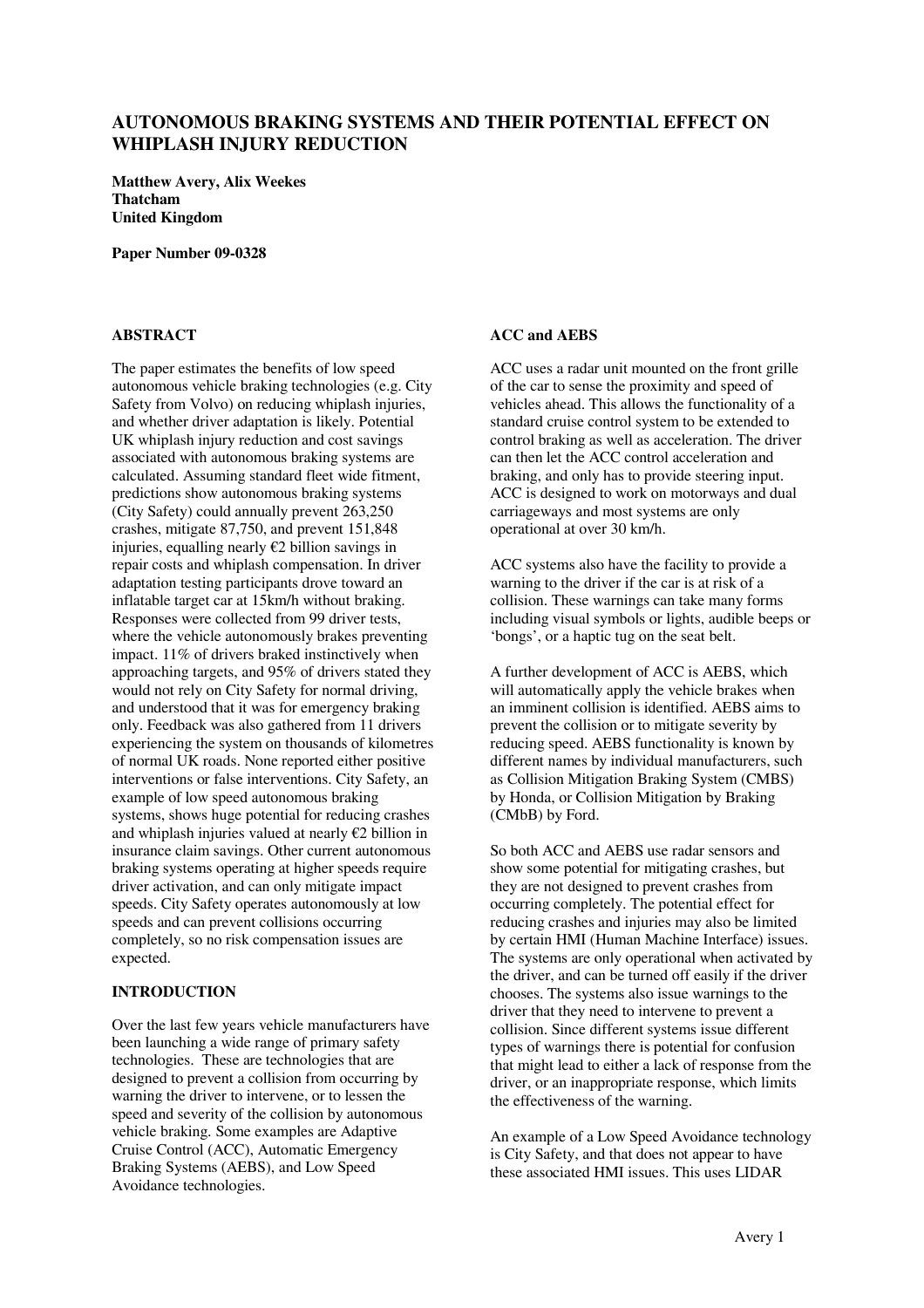# AUTONOMOUS BRAKING SYSTEMS AND THEIR POTENTIAL EFFECT ON WHIPLASH INJURY REDUCTION

**Matthew Avery, Alix Weekes**
**Thatcham**
**United Kingdom**

**Paper Number 09-0328**

## ABSTRACT

The paper estimates the benefits of low speed autonomous vehicle braking technologies (e.g. City Safety from Volvo) on reducing whiplash injuries, and whether driver adaptation is likely. Potential UK whiplash injury reduction and cost savings associated with autonomous braking systems are calculated. Assuming standard fleet wide fitment, predictions show autonomous braking systems (City Safety) could annually prevent 263,250 crashes, mitigate 87,750, and prevent 151,848 injuries, equalling nearly €2 billion savings in repair costs and whiplash compensation. In driver adaptation testing participants drove toward an inflatable target car at 15km/h without braking. Responses were collected from 99 driver tests, where the vehicle autonomously brakes preventing impact. 11% of drivers braked instinctively when approaching targets, and 95% of drivers stated they would not rely on City Safety for normal driving, and understood that it was for emergency braking only. Feedback was also gathered from 11 drivers experiencing the system on thousands of kilometres of normal UK roads. None reported either positive interventions or false interventions. City Safety, an example of low speed autonomous braking systems, shows huge potential for reducing crashes and whiplash injuries valued at nearly €2 billion in insurance claim savings. Other current autonomous braking systems operating at higher speeds require driver activation, and can only mitigate impact speeds. City Safety operates autonomously at low speeds and can prevent collisions occurring completely, so no risk compensation issues are expected.

## INTRODUCTION

Over the last few years vehicle manufacturers have been launching a wide range of primary safety technologies. These are technologies that are designed to prevent a collision from occurring by warning the driver to intervene, or to lessen the speed and severity of the collision by autonomous vehicle braking. Some examples are Adaptive Cruise Control (ACC), Automatic Emergency Braking Systems (AEBS), and Low Speed Avoidance technologies.

## ACC and AEBS

ACC uses a radar unit mounted on the front grille of the car to sense the proximity and speed of vehicles ahead. This allows the functionality of a standard cruise control system to be extended to control braking as well as acceleration. The driver can then let the ACC control acceleration and braking, and only has to provide steering input. ACC is designed to work on motorways and dual carriageways and most systems are only operational at over 30 km/h.

ACC systems also have the facility to provide a warning to the driver if the car is at risk of a collision. These warnings can take many forms including visual symbols or lights, audible beeps or 'bongs', or a haptic tug on the seat belt.

A further development of ACC is AEBS, which will automatically apply the vehicle brakes when an imminent collision is identified. AEBS aims to prevent the collision or to mitigate severity by reducing speed. AEBS functionality is known by different names by individual manufacturers, such as Collision Mitigation Braking System (CMBS) by Honda, or Collision Mitigation by Braking (CMbB) by Ford.

So both ACC and AEBS use radar sensors and show some potential for mitigating crashes, but they are not designed to prevent crashes from occurring completely. The potential effect for reducing crashes and injuries may also be limited by certain HMI (Human Machine Interface) issues. The systems are only operational when activated by the driver, and can be turned off easily if the driver chooses. The systems also issue warnings to the driver that they need to intervene to prevent a collision. Since different systems issue different types of warnings there is potential for confusion that might lead to either a lack of response from the driver, or an inappropriate response, which limits the effectiveness of the warning.

An example of a Low Speed Avoidance technology is City Safety, and that does not appear to have these associated HMI issues. This uses LIDAR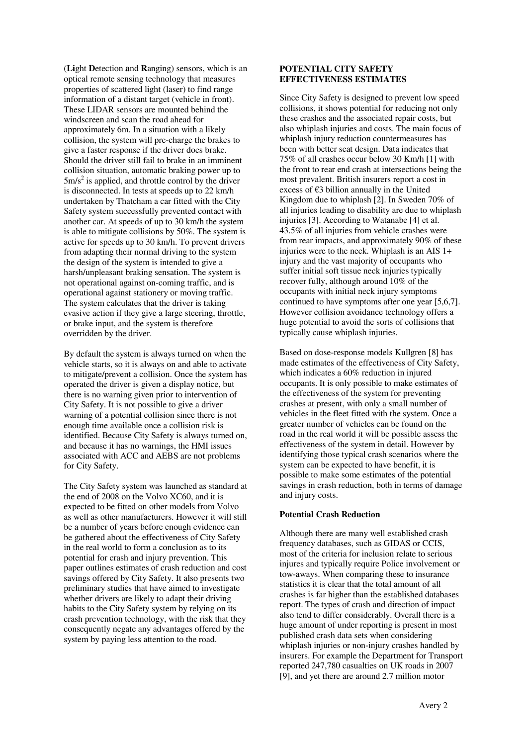(**Li**ght **D**etection **a**nd **R**anging) sensors, which is an optical remote sensing technology that measures properties of scattered light (laser) to find range information of a distant target (vehicle in front). These LIDAR sensors are mounted behind the windscreen and scan the road ahead for approximately 6m. In a situation with a likely collision, the system will pre-charge the brakes to give a faster response if the driver does brake. Should the driver still fail to brake in an imminent collision situation, automatic braking power up to $5m/s^2$ is applied, and throttle control by the driver is disconnected. In tests at speeds up to 22 km/h undertaken by Thatcham a car fitted with the City Safety system successfully prevented contact with another car. At speeds of up to 30 km/h the system is able to mitigate collisions by 50%. The system is active for speeds up to 30 km/h. To prevent drivers from adapting their normal driving to the system the design of the system is intended to give a harsh/unpleasant braking sensation. The system is not operational against on-coming traffic, and is operational against stationery or moving traffic. The system calculates that the driver is taking evasive action if they give a large steering, throttle, or brake input, and the system is therefore overridden by the driver.

By default the system is always turned on when the vehicle starts, so it is always on and able to activate to mitigate/prevent a collision. Once the system has operated the driver is given a display notice, but there is no warning given prior to intervention of City Safety. It is not possible to give a driver warning of a potential collision since there is not enough time available once a collision risk is identified. Because City Safety is always turned on, and because it has no warnings, the HMI issues associated with ACC and AEBS are not problems for City Safety.

The City Safety system was launched as standard at the end of 2008 on the Volvo XC60, and it is expected to be fitted on other models from Volvo as well as other manufacturers. However it will still be a number of years before enough evidence can be gathered about the effectiveness of City Safety in the real world to form a conclusion as to its potential for crash and injury prevention. This paper outlines estimates of crash reduction and cost savings offered by City Safety. It also presents two preliminary studies that have aimed to investigate whether drivers are likely to adapt their driving habits to the City Safety system by relying on its crash prevention technology, with the risk that they consequently negate any advantages offered by the system by paying less attention to the road.

## POTENTIAL CITY SAFETY EFFECTIVENESS ESTIMATES

Since City Safety is designed to prevent low speed collisions, it shows potential for reducing not only these crashes and the associated repair costs, but also whiplash injuries and costs. The main focus of whiplash injury reduction countermeasures has been with better seat design. Data indicates that 75% of all crashes occur below 30 Km/h [1] with the front to rear end crash at intersections being the most prevalent. British insurers report a cost in excess of €3 billion annually in the United Kingdom due to whiplash [2]. In Sweden 70% of all injuries leading to disability are due to whiplash injuries [3]. According to Watanabe [4] et al. 43.5% of all injuries from vehicle crashes were from rear impacts, and approximately 90% of these injuries were to the neck. Whiplash is an AIS 1+ injury and the vast majority of occupants who suffer initial soft tissue neck injuries typically recover fully, although around 10% of the occupants with initial neck injury symptoms continued to have symptoms after one year [5,6,7]. However collision avoidance technology offers a huge potential to avoid the sorts of collisions that typically cause whiplash injuries.

Based on dose-response models Kullgren [8] has made estimates of the effectiveness of City Safety, which indicates a 60% reduction in injured occupants. It is only possible to make estimates of the effectiveness of the system for preventing crashes at present, with only a small number of vehicles in the fleet fitted with the system. Once a greater number of vehicles can be found on the road in the real world it will be possible assess the effectiveness of the system in detail. However by identifying those typical crash scenarios where the system can be expected to have benefit, it is possible to make some estimates of the potential savings in crash reduction, both in terms of damage and injury costs.

### Potential Crash Reduction

Although there are many well established crash frequency databases, such as GIDAS or CCIS, most of the criteria for inclusion relate to serious injures and typically require Police involvement or tow-aways. When comparing these to insurance statistics it is clear that the total amount of all crashes is far higher than the established databases report. The types of crash and direction of impact also tend to differ considerably. Overall there is a huge amount of under reporting is present in most published crash data sets when considering whiplash injuries or non-injury crashes handled by insurers. For example the Department for Transport reported 247,780 casualties on UK roads in 2007 [9], and yet there are around 2.7 million motor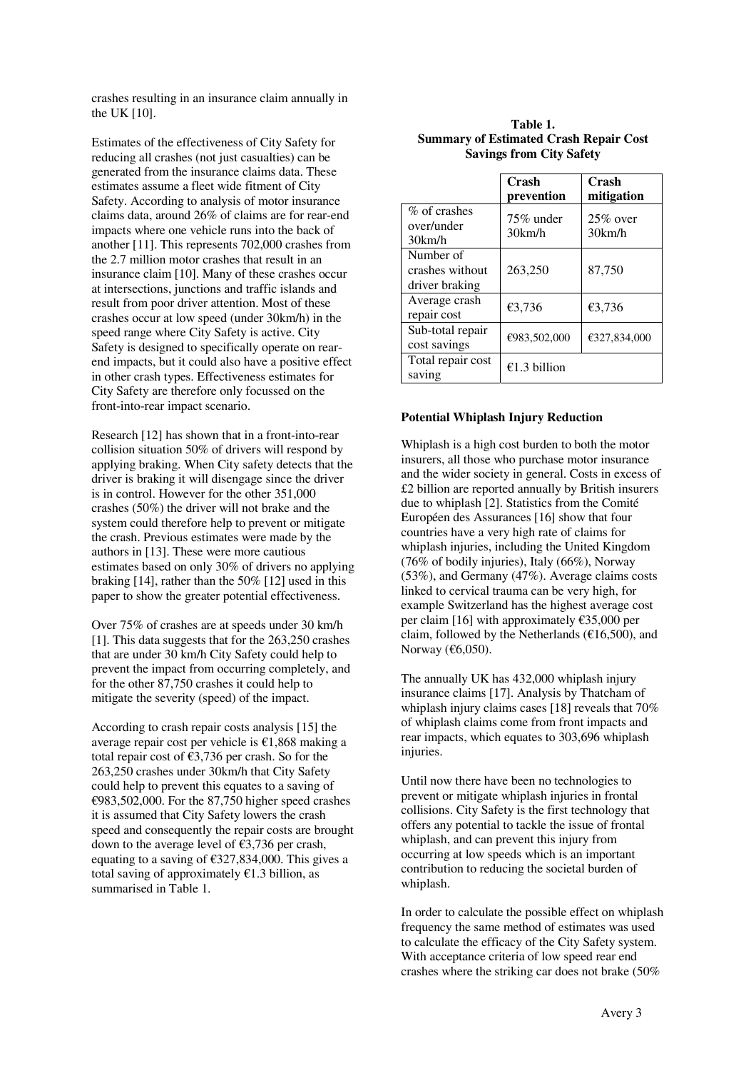crashes resulting in an insurance claim annually in the UK [10].

Estimates of the effectiveness of City Safety for reducing all crashes (not just casualties) can be generated from the insurance claims data. These estimates assume a fleet wide fitment of City Safety. According to analysis of motor insurance claims data, around 26% of claims are for rear-end impacts where one vehicle runs into the back of another [11]. This represents 702,000 crashes from the 2.7 million motor crashes that result in an insurance claim [10]. Many of these crashes occur at intersections, junctions and traffic islands and result from poor driver attention. Most of these crashes occur at low speed (under 30km/h) in the speed range where City Safety is active. City Safety is designed to specifically operate on rear-end impacts, but it could also have a positive effect in other crash types. Effectiveness estimates for City Safety are therefore only focussed on the front-into-rear impact scenario.

Research [12] has shown that in a front-into-rear collision situation 50% of drivers will respond by applying braking. When City safety detects that the driver is braking it will disengage since the driver is in control. However for the other 351,000 crashes (50%) the driver will not brake and the system could therefore help to prevent or mitigate the crash. Previous estimates were made by the authors in [13]. These were more cautious estimates based on only 30% of drivers no applying braking [14], rather than the 50% [12] used in this paper to show the greater potential effectiveness.

Over 75% of crashes are at speeds under 30 km/h [1]. This data suggests that for the 263,250 crashes that are under 30 km/h City Safety could help to prevent the impact from occurring completely, and for the other 87,750 crashes it could help to mitigate the severity (speed) of the impact.

According to crash repair costs analysis [15] the average repair cost per vehicle is €1,868 making a total repair cost of €3,736 per crash. So for the 263,250 crashes under 30km/h that City Safety could help to prevent this equates to a saving of €983,502,000. For the 87,750 higher speed crashes it is assumed that City Safety lowers the crash speed and consequently the repair costs are brought down to the average level of €3,736 per crash, equating to a saving of €327,834,000. This gives a total saving of approximately €1.3 billion, as summarised in Table 1.

**Table 1.**
**Summary of Estimated Crash Repair Cost Savings from City Safety**

| | Crash prevention | Crash mitigation |
|---|---|---|
| % of crashes over/under 30km/h | 75% under 30km/h | 25% over 30km/h |
| Number of crashes without driver braking | 263,250 | 87,750 |
| Average crash repair cost | €3,736 | €3,736 |
| Sub-total repair cost savings | €983,502,000 | €327,834,000 |
| Total repair cost saving | €1.3 billion | |

**Potential Whiplash Injury Reduction**

Whiplash is a high cost burden to both the motor insurers, all those who purchase motor insurance and the wider society in general. Costs in excess of £2 billion are reported annually by British insurers due to whiplash [2]. Statistics from the Comité Européen des Assurances [16] show that four countries have a very high rate of claims for whiplash injuries, including the United Kingdom (76% of bodily injuries), Italy (66%), Norway (53%), and Germany (47%). Average claims costs linked to cervical trauma can be very high, for example Switzerland has the highest average cost per claim [16] with approximately €35,000 per claim, followed by the Netherlands (€16,500), and Norway (€6,050).

The annually UK has 432,000 whiplash injury insurance claims [17]. Analysis by Thatcham of whiplash injury claims cases [18] reveals that 70% of whiplash claims come from front impacts and rear impacts, which equates to 303,696 whiplash injuries.

Until now there have been no technologies to prevent or mitigate whiplash injuries in frontal collisions. City Safety is the first technology that offers any potential to tackle the issue of frontal whiplash, and can prevent this injury from occurring at low speeds which is an important contribution to reducing the societal burden of whiplash.

In order to calculate the possible effect on whiplash frequency the same method of estimates was used to calculate the efficacy of the City Safety system. With acceptance criteria of low speed rear end crashes where the striking car does not brake (50%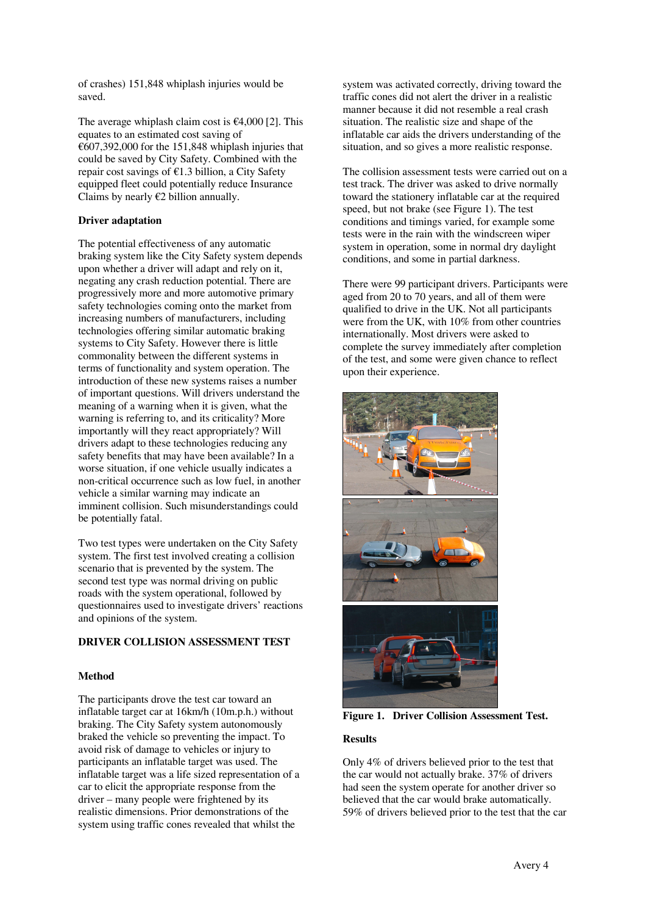of crashes) 151,848 whiplash injuries would be saved.

The average whiplash claim cost is €4,000 [2]. This equates to an estimated cost saving of €607,392,000 for the 151,848 whiplash injuries that could be saved by City Safety. Combined with the repair cost savings of €1.3 billion, a City Safety equipped fleet could potentially reduce Insurance Claims by nearly €2 billion annually.

**Driver adaptation**

The potential effectiveness of any automatic braking system like the City Safety system depends upon whether a driver will adapt and rely on it, negating any crash reduction potential. There are progressively more and more automotive primary safety technologies coming onto the market from increasing numbers of manufacturers, including technologies offering similar automatic braking systems to City Safety. However there is little commonality between the different systems in terms of functionality and system operation. The introduction of these new systems raises a number of important questions. Will drivers understand the meaning of a warning when it is given, what the warning is referring to, and its criticality? More importantly will they react appropriately? Will drivers adapt to these technologies reducing any safety benefits that may have been available? In a worse situation, if one vehicle usually indicates a non-critical occurrence such as low fuel, in another vehicle a similar warning may indicate an imminent collision. Such misunderstandings could be potentially fatal.

Two test types were undertaken on the City Safety system. The first test involved creating a collision scenario that is prevented by the system. The second test type was normal driving on public roads with the system operational, followed by questionnaires used to investigate drivers' reactions and opinions of the system.

## DRIVER COLLISION ASSESSMENT TEST

**Method**

The participants drove the test car toward an inflatable target car at 16km/h (10m.p.h.) without braking. The City Safety system autonomously braked the vehicle so preventing the impact. To avoid risk of damage to vehicles or injury to participants an inflatable target was used. The inflatable target was a life sized representation of a car to elicit the appropriate response from the driver – many people were frightened by its realistic dimensions. Prior demonstrations of the system using traffic cones revealed that whilst the system was activated correctly, driving toward the traffic cones did not alert the driver in a realistic manner because it did not resemble a real crash situation. The realistic size and shape of the inflatable car aids the drivers understanding of the situation, and so gives a more realistic response.

The collision assessment tests were carried out on a test track. The driver was asked to drive normally toward the stationery inflatable car at the required speed, but not brake (see Figure 1). The test conditions and timings varied, for example some tests were in the rain with the windscreen wiper system in operation, some in normal dry daylight conditions, and some in partial darkness.

There were 99 participant drivers. Participants were aged from 20 to 70 years, and all of them were qualified to drive in the UK. Not all participants were from the UK, with 10% from other countries internationally. Most drivers were asked to complete the survey immediately after completion of the test, and some were given chance to reflect upon their experience.

**Figure 1. Driver Collision Assessment Test.**

**Results**

Only 4% of drivers believed prior to the test that the car would not actually brake. 37% of drivers had seen the system operate for another driver so believed that the car would brake automatically. 59% of drivers believed prior to the test that the car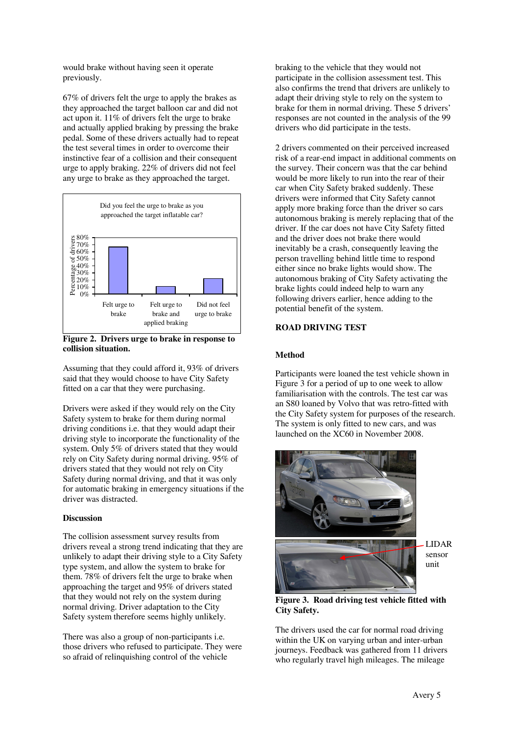would brake without having seen it operate previously.

67% of drivers felt the urge to apply the brakes as they approached the target balloon car and did not act upon it. 11% of drivers felt the urge to brake and actually applied braking by pressing the brake pedal. Some of these drivers actually had to repeat the test several times in order to overcome their instinctive fear of a collision and their consequent urge to apply braking. 22% of drivers did not feel any urge to brake as they approached the target.

**Figure 2. Drivers urge to brake in response to collision situation.**

Assuming that they could afford it, 93% of drivers said that they would choose to have City Safety fitted on a car that they were purchasing.

Drivers were asked if they would rely on the City Safety system to brake for them during normal driving conditions i.e. that they would adapt their driving style to incorporate the functionality of the system. Only 5% of drivers stated that they would rely on City Safety during normal driving. 95% of drivers stated that they would not rely on City Safety during normal driving, and that it was only for automatic braking in emergency situations if the driver was distracted.

### Discussion

The collision assessment survey results from drivers reveal a strong trend indicating that they are unlikely to adapt their driving style to a City Safety type system, and allow the system to brake for them. 78% of drivers felt the urge to brake when approaching the target and 95% of drivers stated that they would not rely on the system during normal driving. Driver adaptation to the City Safety system therefore seems highly unlikely.

There was also a group of non-participants i.e. those drivers who refused to participate. They were so afraid of relinquishing control of the vehicle braking to the vehicle that they would not participate in the collision assessment test. This also confirms the trend that drivers are unlikely to adapt their driving style to rely on the system to brake for them in normal driving. These 5 drivers' responses are not counted in the analysis of the 99 drivers who did participate in the tests.

2 drivers commented on their perceived increased risk of a rear-end impact in additional comments on the survey. Their concern was that the car behind would be more likely to run into the rear of their car when City Safety braked suddenly. These drivers were informed that City Safety cannot apply more braking force than the driver so cars autonomous braking is merely replacing that of the driver. If the car does not have City Safety fitted and the driver does not brake there would inevitably be a crash, consequently leaving the person travelling behind little time to respond either since no brake lights would show. The autonomous braking of City Safety activating the brake lights could indeed help to warn any following drivers earlier, hence adding to the potential benefit of the system.

## ROAD DRIVING TEST

### Method

Participants were loaned the test vehicle shown in Figure 3 for a period of up to one week to allow familiarisation with the controls. The test car was an S80 loaned by Volvo that was retro-fitted with the City Safety system for purposes of the research. The system is only fitted to new cars, and was launched on the XC60 in November 2008.

**Figure 3. Road driving test vehicle fitted with City Safety.**

The drivers used the car for normal road driving within the UK on varying urban and inter-urban journeys. Feedback was gathered from 11 drivers who regularly travel high mileages. The mileage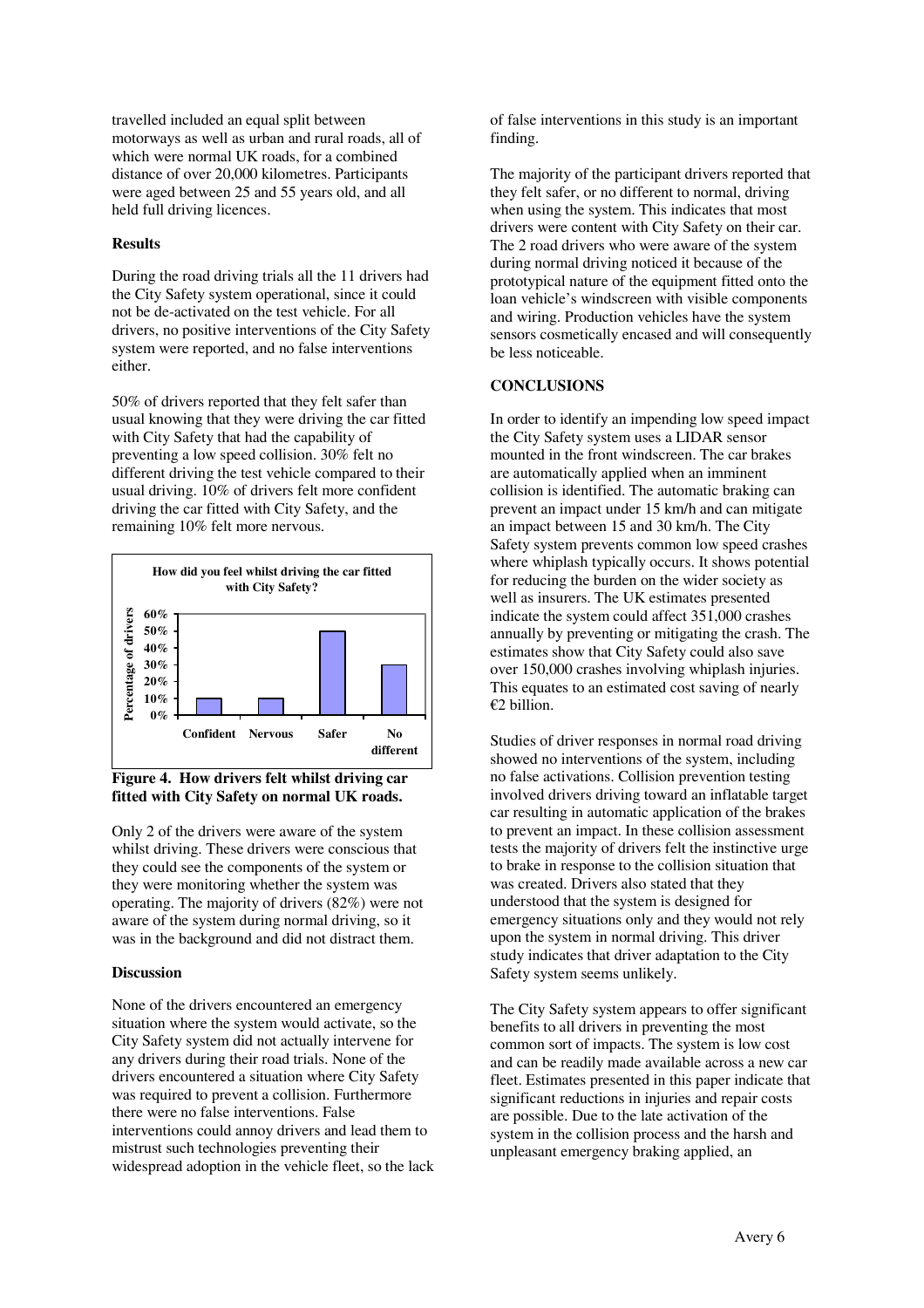travelled included an equal split between motorways as well as urban and rural roads, all of which were normal UK roads, for a combined distance of over 20,000 kilometres. Participants were aged between 25 and 55 years old, and all held full driving licences.

**Results**

During the road driving trials all the 11 drivers had the City Safety system operational, since it could not be de-activated on the test vehicle. For all drivers, no positive interventions of the City Safety system were reported, and no false interventions either.

50% of drivers reported that they felt safer than usual knowing that they were driving the car fitted with City Safety that had the capability of preventing a low speed collision. 30% felt no different driving the test vehicle compared to their usual driving. 10% of drivers felt more confident driving the car fitted with City Safety, and the remaining 10% felt more nervous.

**Figure 4. How drivers felt whilst driving car fitted with City Safety on normal UK roads.**

Only 2 of the drivers were aware of the system whilst driving. These drivers were conscious that they could see the components of the system or they were monitoring whether the system was operating. The majority of drivers (82%) were not aware of the system during normal driving, so it was in the background and did not distract them.

**Discussion**

None of the drivers encountered an emergency situation where the system would activate, so the City Safety system did not actually intervene for any drivers during their road trials. None of the drivers encountered a situation where City Safety was required to prevent a collision. Furthermore there were no false interventions. False interventions could annoy drivers and lead them to mistrust such technologies preventing their widespread adoption in the vehicle fleet, so the lack of false interventions in this study is an important finding.

The majority of the participant drivers reported that they felt safer, or no different to normal, driving when using the system. This indicates that most drivers were content with City Safety on their car. The 2 road drivers who were aware of the system during normal driving noticed it because of the prototypical nature of the equipment fitted onto the loan vehicle's windscreen with visible components and wiring. Production vehicles have the system sensors cosmetically encased and will consequently be less noticeable.

## CONCLUSIONS

In order to identify an impending low speed impact the City Safety system uses a LIDAR sensor mounted in the front windscreen. The car brakes are automatically applied when an imminent collision is identified. The automatic braking can prevent an impact under 15 km/h and can mitigate an impact between 15 and 30 km/h. The City Safety system prevents common low speed crashes where whiplash typically occurs. It shows potential for reducing the burden on the wider society as well as insurers. The UK estimates presented indicate the system could affect 351,000 crashes annually by preventing or mitigating the crash. The estimates show that City Safety could also save over 150,000 crashes involving whiplash injuries. This equates to an estimated cost saving of nearly €2 billion.

Studies of driver responses in normal road driving showed no interventions of the system, including no false activations. Collision prevention testing involved drivers driving toward an inflatable target car resulting in automatic application of the brakes to prevent an impact. In these collision assessment tests the majority of drivers felt the instinctive urge to brake in response to the collision situation that was created. Drivers also stated that they understood that the system is designed for emergency situations only and they would not rely upon the system in normal driving. This driver study indicates that driver adaptation to the City Safety system seems unlikely.

The City Safety system appears to offer significant benefits to all drivers in preventing the most common sort of impacts. The system is low cost and can be readily made available across a new car fleet. Estimates presented in this paper indicate that significant reductions in injuries and repair costs are possible. Due to the late activation of the system in the collision process and the harsh and unpleasant emergency braking applied, an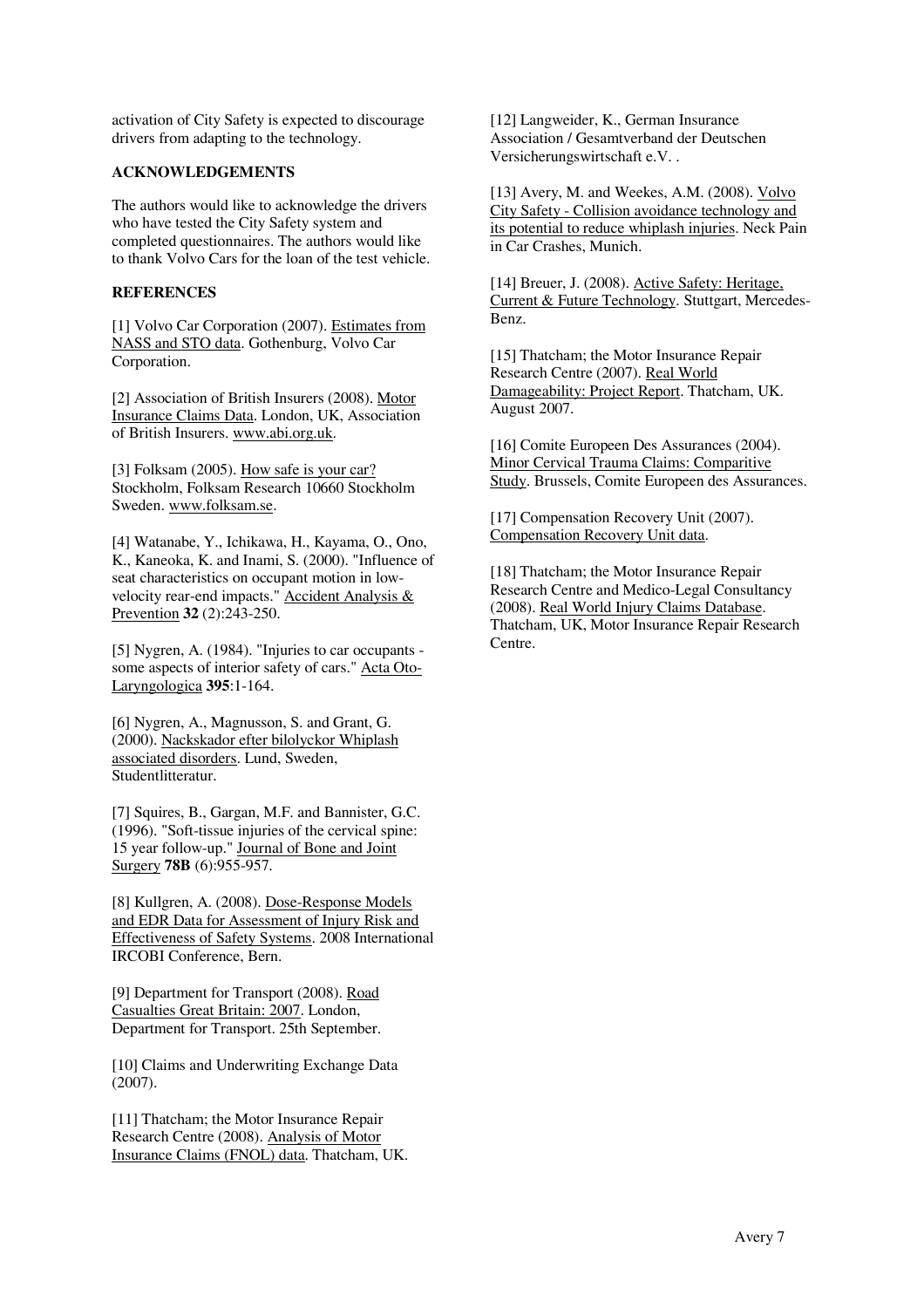activation of City Safety is expected to discourage drivers from adapting to the technology.

**ACKNOWLEDGEMENTS**

The authors would like to acknowledge the drivers who have tested the City Safety system and completed questionnaires. The authors would like to thank Volvo Cars for the loan of the test vehicle.

**REFERENCES**

[1] Volvo Car Corporation (2007). Estimates from NASS and STO data. Gothenburg, Volvo Car Corporation.

[2] Association of British Insurers (2008). Motor Insurance Claims Data. London, UK, Association of British Insurers. www.abi.org.uk.

[3] Folksam (2005). How safe is your car? Stockholm, Folksam Research 10660 Stockholm Sweden. www.folksam.se.

[4] Watanabe, Y., Ichikawa, H., Kayama, O., Ono, K., Kaneoka, K. and Inami, S. (2000). "Influence of seat characteristics on occupant motion in low-velocity rear-end impacts." Accident Analysis & Prevention **32** (2):243-250.

[5] Nygren, A. (1984). "Injuries to car occupants - some aspects of interior safety of cars." Acta Oto-Laryngologica **395**:1-164.

[6] Nygren, A., Magnusson, S. and Grant, G. (2000). Nackskador efter bilolyckor Whiplash associated disorders. Lund, Sweden, Studentlitteratur.

[7] Squires, B., Gargan, M.F. and Bannister, G.C. (1996). "Soft-tissue injuries of the cervical spine: 15 year follow-up." Journal of Bone and Joint Surgery **78B** (6):955-957.

[8] Kullgren, A. (2008). Dose-Response Models and EDR Data for Assessment of Injury Risk and Effectiveness of Safety Systems. 2008 International IRCOBI Conference, Bern.

[9] Department for Transport (2008). Road Casualties Great Britain: 2007. London, Department for Transport. 25th September.

[10] Claims and Underwriting Exchange Data (2007).

[11] Thatcham; the Motor Insurance Repair Research Centre (2008). Analysis of Motor Insurance Claims (FNOL) data. Thatcham, UK.

[12] Langweider, K., German Insurance Association / Gesamtverband der Deutschen Versicherungswirtschaft e.V. .

[13] Avery, M. and Weekes, A.M. (2008). Volvo City Safety - Collision avoidance technology and its potential to reduce whiplash injuries. Neck Pain in Car Crashes, Munich.

[14] Breuer, J. (2008). Active Safety: Heritage, Current & Future Technology. Stuttgart, Mercedes-Benz.

[15] Thatcham; the Motor Insurance Repair Research Centre (2007). Real World Damageability: Project Report. Thatcham, UK. August 2007.

[16] Comite Europeen Des Assurances (2004). Minor Cervical Trauma Claims: Comparitive Study. Brussels, Comite Europeen des Assurances.

[17] Compensation Recovery Unit (2007). Compensation Recovery Unit data.

[18] Thatcham; the Motor Insurance Repair Research Centre and Medico-Legal Consultancy (2008). Real World Injury Claims Database. Thatcham, UK, Motor Insurance Repair Research Centre.